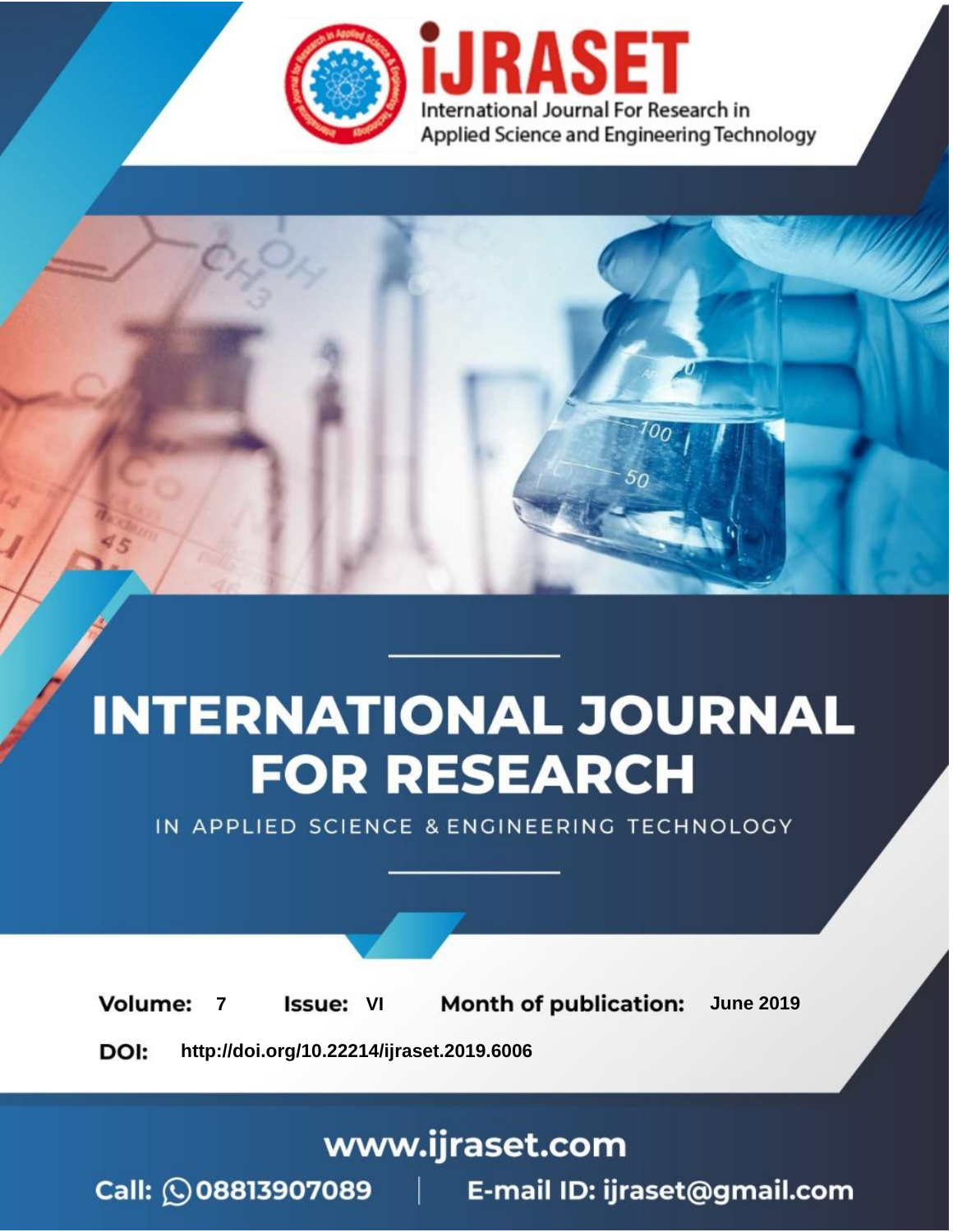iJRASET

International Journal For Research in Applied Science and Engineering Technology

# INTERNATIONAL JOURNAL FOR RESEARCH

IN APPLIED SCIENCE & ENGINEERING TECHNOLOGY

**Volume:** 7 **Issue:** VI **Month of publication:** June 2019

**DOI:** http://doi.org/10.22214/ijraset.2019.6006

www.ijraset.com

Call: 08813907089 | E-mail ID: ijraset@gmail.com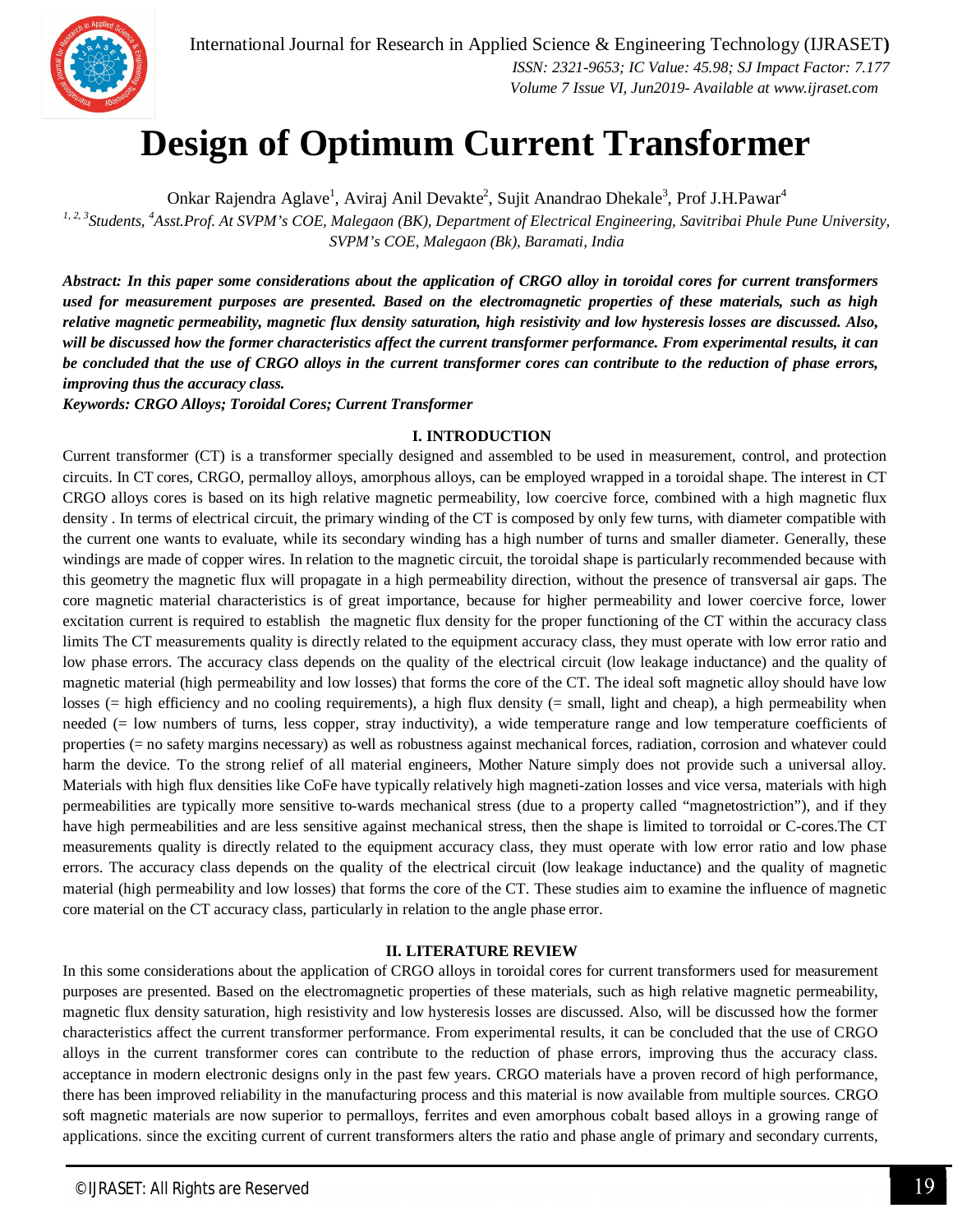# Design of Optimum Current Transformer

Onkar Rajendra Aglave[1], Aviraj Anil Devakte[2], Sujit Anandrao Dhekale[3], Prof J.H.Pawar[4]

*[1, 2, 3]Students, [4]Asst.Prof. At SVPM's COE, Malegaon (BK), Department of Electrical Engineering, Savitribai Phule Pune University, SVPM's COE, Malegaon (Bk), Baramati, India*

***Abstract: In this paper some considerations about the application of CRGO alloy in toroidal cores for current transformers used for measurement purposes are presented. Based on the electromagnetic properties of these materials, such as high relative magnetic permeability, magnetic flux density saturation, high resistivity and low hysteresis losses are discussed. Also, will be discussed how the former characteristics affect the current transformer performance. From experimental results, it can be concluded that the use of CRGO alloys in the current transformer cores can contribute to the reduction of phase errors, improving thus the accuracy class.***

***Keywords: CRGO Alloys; Toroidal Cores; Current Transformer***

## I. INTRODUCTION

Current transformer (CT) is a transformer specially designed and assembled to be used in measurement, control, and protection circuits. In CT cores, CRGO, permalloy alloys, amorphous alloys, can be employed wrapped in a toroidal shape. The interest in CT CRGO alloys cores is based on its high relative magnetic permeability, low coercive force, combined with a high magnetic flux density . In terms of electrical circuit, the primary winding of the CT is composed by only few turns, with diameter compatible with the current one wants to evaluate, while its secondary winding has a high number of turns and smaller diameter. Generally, these windings are made of copper wires. In relation to the magnetic circuit, the toroidal shape is particularly recommended because with this geometry the magnetic flux will propagate in a high permeability direction, without the presence of transversal air gaps. The core magnetic material characteristics is of great importance, because for higher permeability and lower coercive force, lower excitation current is required to establish the magnetic flux density for the proper functioning of the CT within the accuracy class limits The CT measurements quality is directly related to the equipment accuracy class, they must operate with low error ratio and low phase errors. The accuracy class depends on the quality of the electrical circuit (low leakage inductance) and the quality of magnetic material (high permeability and low losses) that forms the core of the CT. The ideal soft magnetic alloy should have low losses (= high efficiency and no cooling requirements), a high flux density (= small, light and cheap), a high permeability when needed (= low numbers of turns, less copper, stray inductivity), a wide temperature range and low temperature coefficients of properties (= no safety margins necessary) as well as robustness against mechanical forces, radiation, corrosion and whatever could harm the device. To the strong relief of all material engineers, Mother Nature simply does not provide such a universal alloy. Materials with high flux densities like CoFe have typically relatively high magneti-zation losses and vice versa, materials with high permeabilities are typically more sensitive to-wards mechanical stress (due to a property called "magnetostriction"), and if they have high permeabilities and are less sensitive against mechanical stress, then the shape is limited to torroidal or C-cores.The CT measurements quality is directly related to the equipment accuracy class, they must operate with low error ratio and low phase errors. The accuracy class depends on the quality of the electrical circuit (low leakage inductance) and the quality of magnetic material (high permeability and low losses) that forms the core of the CT. These studies aim to examine the influence of magnetic core material on the CT accuracy class, particularly in relation to the angle phase error.

## II. LITERATURE REVIEW

In this some considerations about the application of CRGO alloys in toroidal cores for current transformers used for measurement purposes are presented. Based on the electromagnetic properties of these materials, such as high relative magnetic permeability, magnetic flux density saturation, high resistivity and low hysteresis losses are discussed. Also, will be discussed how the former characteristics affect the current transformer performance. From experimental results, it can be concluded that the use of CRGO alloys in the current transformer cores can contribute to the reduction of phase errors, improving thus the accuracy class. acceptance in modern electronic designs only in the past few years. CRGO materials have a proven record of high performance, there has been improved reliability in the manufacturing process and this material is now available from multiple sources. CRGO soft magnetic materials are now superior to permalloys, ferrites and even amorphous cobalt based alloys in a growing range of applications. since the exciting current of current transformers alters the ratio and phase angle of primary and secondary currents,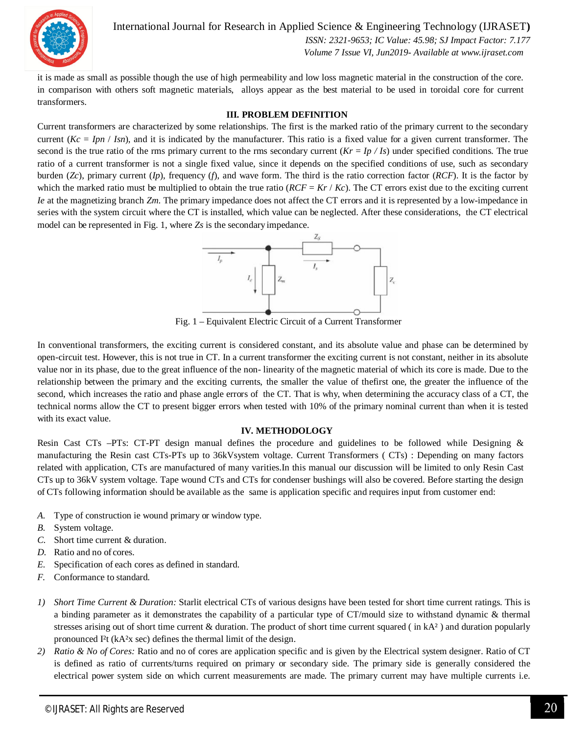it is made as small as possible though the use of high permeability and low loss magnetic material in the construction of the core. in comparison with others soft magnetic materials, alloys appear as the best material to be used in toroidal core for current transformers.

## III. PROBLEM DEFINITION

Current transformers are characterized by some relationships. The first is the marked ratio of the primary current to the secondary current ($Kc = Ipn / Isn$), and it is indicated by the manufacturer. This ratio is a fixed value for a given current transformer. The second is the true ratio of the rms primary current to the rms secondary current ($Kr = Ip / Is$) under specified conditions. The true ratio of a current transformer is not a single fixed value, since it depends on the specified conditions of use, such as secondary burden ($Zc$), primary current ($Ip$), frequency ($f$), and wave form. The third is the ratio correction factor ($RCF$). It is the factor by which the marked ratio must be multiplied to obtain the true ratio ($RCF = Kr / Kc$). The CT errors exist due to the exciting current $Ie$ at the magnetizing branch $Zm$. The primary impedance does not affect the CT errors and it is represented by a low-impedance in series with the system circuit where the CT is installed, which value can be neglected. After these considerations, the CT electrical model can be represented in Fig. 1, where $Zs$ is the secondary impedance.

Fig. 1 – Equivalent Electric Circuit of a Current Transformer

In conventional transformers, the exciting current is considered constant, and its absolute value and phase can be determined by open-circuit test. However, this is not true in CT. In a current transformer the exciting current is not constant, neither in its absolute value nor in its phase, due to the great influence of the non- linearity of the magnetic material of which its core is made. Due to the relationship between the primary and the exciting currents, the smaller the value of thefirst one, the greater the influence of the second, which increases the ratio and phase angle errors of the CT. That is why, when determining the accuracy class of a CT, the technical norms allow the CT to present bigger errors when tested with 10% of the primary nominal current than when it is tested with its exact value.

## IV. METHODOLOGY

Resin Cast CTs –PTs: CT-PT design manual defines the procedure and guidelines to be followed while Designing & manufacturing the Resin cast CTs-PTs up to 36kVsystem voltage. Current Transformers ( CTs) : Depending on many factors related with application, CTs are manufactured of many varities.In this manual our discussion will be limited to only Resin Cast CTs up to 36kV system voltage. Tape wound CTs and CTs for condenser bushings will also be covered. Before starting the design of CTs following information should be available as the same is application specific and requires input from customer end:

*A.* Type of construction ie wound primary or window type.
*B.* System voltage.
*C.* Short time current & duration.
*D.* Ratio and no of cores.
*E.* Specification of each cores as defined in standard.
*F.* Conformance to standard.

1) *Short Time Current & Duration:* Starlit electrical CTs of various designs have been tested for short time current ratings. This is a binding parameter as it demonstrates the capability of a particular type of CT/mould size to withstand dynamic & thermal stresses arising out of short time current & duration. The product of short time current squared ( in $kA^2$ ) and duration popularly pronounced $I^2t$ ($kA^2$x sec) defines the thermal limit of the design.
2) *Ratio & No of Cores:* Ratio and no of cores are application specific and is given by the Electrical system designer. Ratio of CT is defined as ratio of currents/turns required on primary or secondary side. The primary side is generally considered the electrical power system side on which current measurements are made. The primary current may have multiple currents i.e.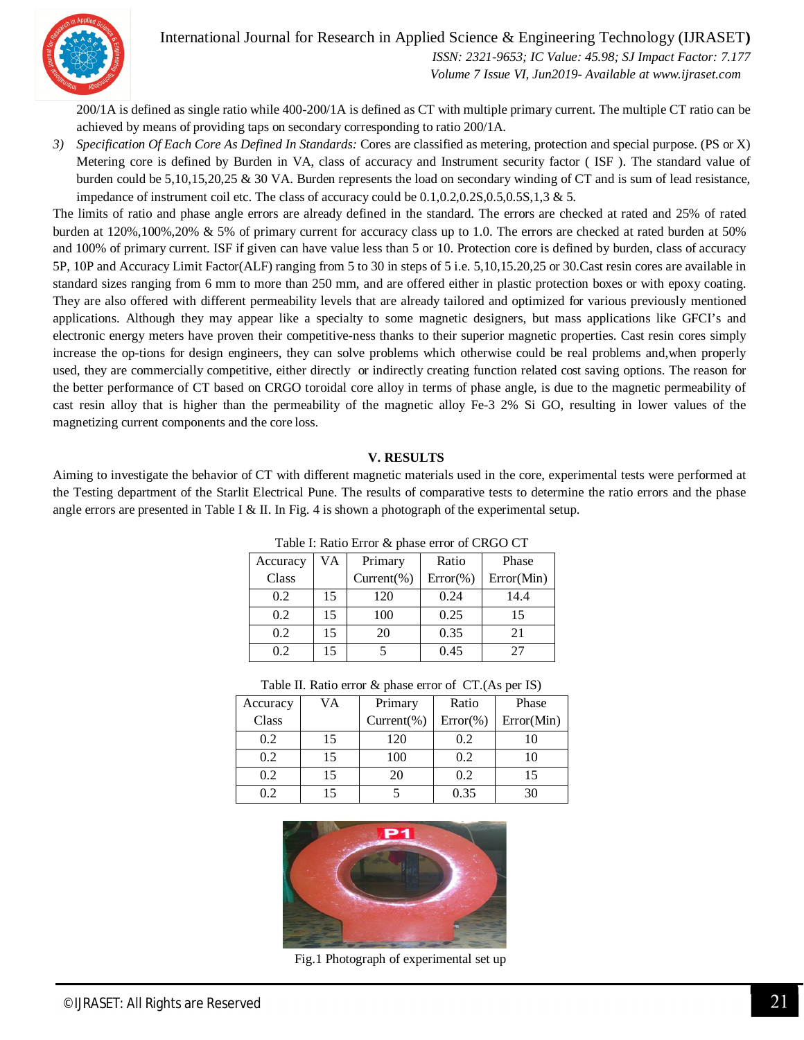200/1A is defined as single ratio while 400-200/1A is defined as CT with multiple primary current. The multiple CT ratio can be achieved by means of providing taps on secondary corresponding to ratio 200/1A.

3) *Specification Of Each Core As Defined In Standards:* Cores are classified as metering, protection and special purpose. (PS or X) Metering core is defined by Burden in VA, class of accuracy and Instrument security factor ( ISF ). The standard value of burden could be 5,10,15,20,25 & 30 VA. Burden represents the load on secondary winding of CT and is sum of lead resistance, impedance of instrument coil etc. The class of accuracy could be 0.1,0.2,0.2S,0.5,0.5S,1,3 & 5.

The limits of ratio and phase angle errors are already defined in the standard. The errors are checked at rated and 25% of rated burden at 120%,100%,20% & 5% of primary current for accuracy class up to 1.0. The errors are checked at rated burden at 50% and 100% of primary current. ISF if given can have value less than 5 or 10. Protection core is defined by burden, class of accuracy 5P, 10P and Accuracy Limit Factor(ALF) ranging from 5 to 30 in steps of 5 i.e. 5,10,15.20,25 or 30.Cast resin cores are available in standard sizes ranging from 6 mm to more than 250 mm, and are offered either in plastic protection boxes or with epoxy coating. They are also offered with different permeability levels that are already tailored and optimized for various previously mentioned applications. Although they may appear like a specialty to some magnetic designers, but mass applications like GFCI's and electronic energy meters have proven their competitive-ness thanks to their superior magnetic properties. Cast resin cores simply increase the op-tions for design engineers, they can solve problems which otherwise could be real problems and,when properly used, they are commercially competitive, either directly or indirectly creating function related cost saving options. The reason for the better performance of CT based on CRGO toroidal core alloy in terms of phase angle, is due to the magnetic permeability of cast resin alloy that is higher than the permeability of the magnetic alloy Fe-3 2% Si GO, resulting in lower values of the magnetizing current components and the core loss.

## V. RESULTS

Aiming to investigate the behavior of CT with different magnetic materials used in the core, experimental tests were performed at the Testing department of the Starlit Electrical Pune. The results of comparative tests to determine the ratio errors and the phase angle errors are presented in Table I & II. In Fig. 4 is shown a photograph of the experimental setup.

Table I: Ratio Error & phase error of CRGO CT

| Accuracy Class | VA | Primary Current(%) | Ratio Error(%) | Phase Error(Min) |
|---|---|---|---|---|
| 0.2 | 15 | 120 | 0.24 | 14.4 |
| 0.2 | 15 | 100 | 0.25 | 15 |
| 0.2 | 15 | 20 | 0.35 | 21 |
| 0.2 | 15 | 5 | 0.45 | 27 |

Table II. Ratio error & phase error of CT.(As per IS)

| Accuracy Class | VA | Primary Current(%) | Ratio Error(%) | Phase Error(Min) |
|---|---|---|---|---|
| 0.2 | 15 | 120 | 0.2 | 10 |
| 0.2 | 15 | 100 | 0.2 | 10 |
| 0.2 | 15 | 20 | 0.2 | 15 |
| 0.2 | 15 | 5 | 0.35 | 30 |

Fig.1 Photograph of experimental set up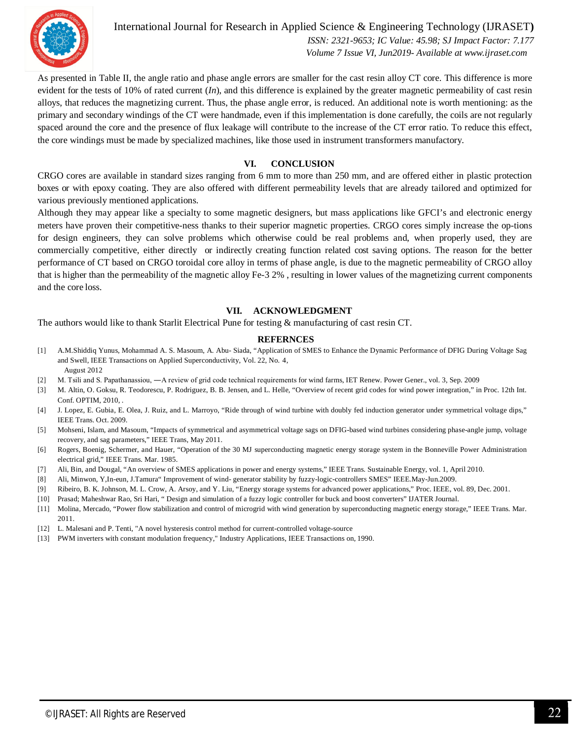As presented in Table II, the angle ratio and phase angle errors are smaller for the cast resin alloy CT core. This difference is more evident for the tests of 10% of rated current (*In*), and this difference is explained by the greater magnetic permeability of cast resin alloys, that reduces the magnetizing current. Thus, the phase angle error, is reduced. An additional note is worth mentioning: as the primary and secondary windings of the CT were handmade, even if this implementation is done carefully, the coils are not regularly spaced around the core and the presence of flux leakage will contribute to the increase of the CT error ratio. To reduce this effect, the core windings must be made by specialized machines, like those used in instrument transformers manufactory.

## VI. CONCLUSION

CRGO cores are available in standard sizes ranging from 6 mm to more than 250 mm, and are offered either in plastic protection boxes or with epoxy coating. They are also offered with different permeability levels that are already tailored and optimized for various previously mentioned applications.

Although they may appear like a specialty to some magnetic designers, but mass applications like GFCI's and electronic energy meters have proven their competitive-ness thanks to their superior magnetic properties. CRGO cores simply increase the op-tions for design engineers, they can solve problems which otherwise could be real problems and, when properly used, they are commercially competitive, either directly or indirectly creating function related cost saving options. The reason for the better performance of CT based on CRGO toroidal core alloy in terms of phase angle, is due to the magnetic permeability of CRGO alloy that is higher than the permeability of the magnetic alloy Fe-3 2% , resulting in lower values of the magnetizing current components and the core loss.

## VII. ACKNOWLEDGMENT

The authors would like to thank Starlit Electrical Pune for testing & manufacturing of cast resin CT.

## REFERNCES

[1] A.M.Shiddiq Yunus, Mohammad A. S. Masoum, A. Abu- Siada, "Application of SMES to Enhance the Dynamic Performance of DFIG During Voltage Sag and Swell, IEEE Transactions on Applied Superconductivity, Vol. 22, No. 4, August 2012

[2] M. Tsili and S. Papathanassiou, ―A review of grid code technical requirements for wind farms, IET Renew. Power Gener., vol. 3, Sep. 2009

[3] M. Altin, O. Goksu, R. Teodorescu, P. Rodriguez, B. B. Jensen, and L. Helle, "Overview of recent grid codes for wind power integration," in Proc. 12th Int. Conf. OPTIM, 2010, .

[4] J. Lopez, E. Gubia, E. Olea, J. Ruiz, and L. Marroyo, "Ride through of wind turbine with doubly fed induction generator under symmetrical voltage dips," IEEE Trans. Oct. 2009.

[5] Mohseni, Islam, and Masoum, "Impacts of symmetrical and asymmetrical voltage sags on DFIG-based wind turbines considering phase-angle jump, voltage recovery, and sag parameters," IEEE Trans, May 2011.

[6] Rogers, Boenig, Schermer, and Hauer, "Operation of the 30 MJ superconducting magnetic energy storage system in the Bonneville Power Administration electrical grid," IEEE Trans. Mar. 1985.

[7] Ali, Bin, and Dougal, "An overview of SMES applications in power and energy systems," IEEE Trans. Sustainable Energy, vol. 1, April 2010.

[8] Ali, Minwon, Y,In-eun, J.Tamura" Improvement of wind- generator stability by fuzzy-logic-controllers SMES" IEEE.May-Jun.2009.

[9] Ribeiro, B. K. Johnson, M. L. Crow, A. Arsoy, and Y. Liu, "Energy storage systems for advanced power applications," Proc. IEEE, vol. 89, Dec. 2001.

[10] Prasad; Maheshwar Rao, Sri Hari, " Design and simulation of a fuzzy logic controller for buck and boost converters" IJATER Journal.

[11] Molina, Mercado, "Power flow stabilization and control of microgrid with wind generation by superconducting magnetic energy storage," IEEE Trans. Mar. 2011.

[12] L. Malesani and P. Tenti, "A novel hysteresis control method for current-controlled voltage-source

[13] PWM inverters with constant modulation frequency," Industry Applications, IEEE Transactions on, 1990.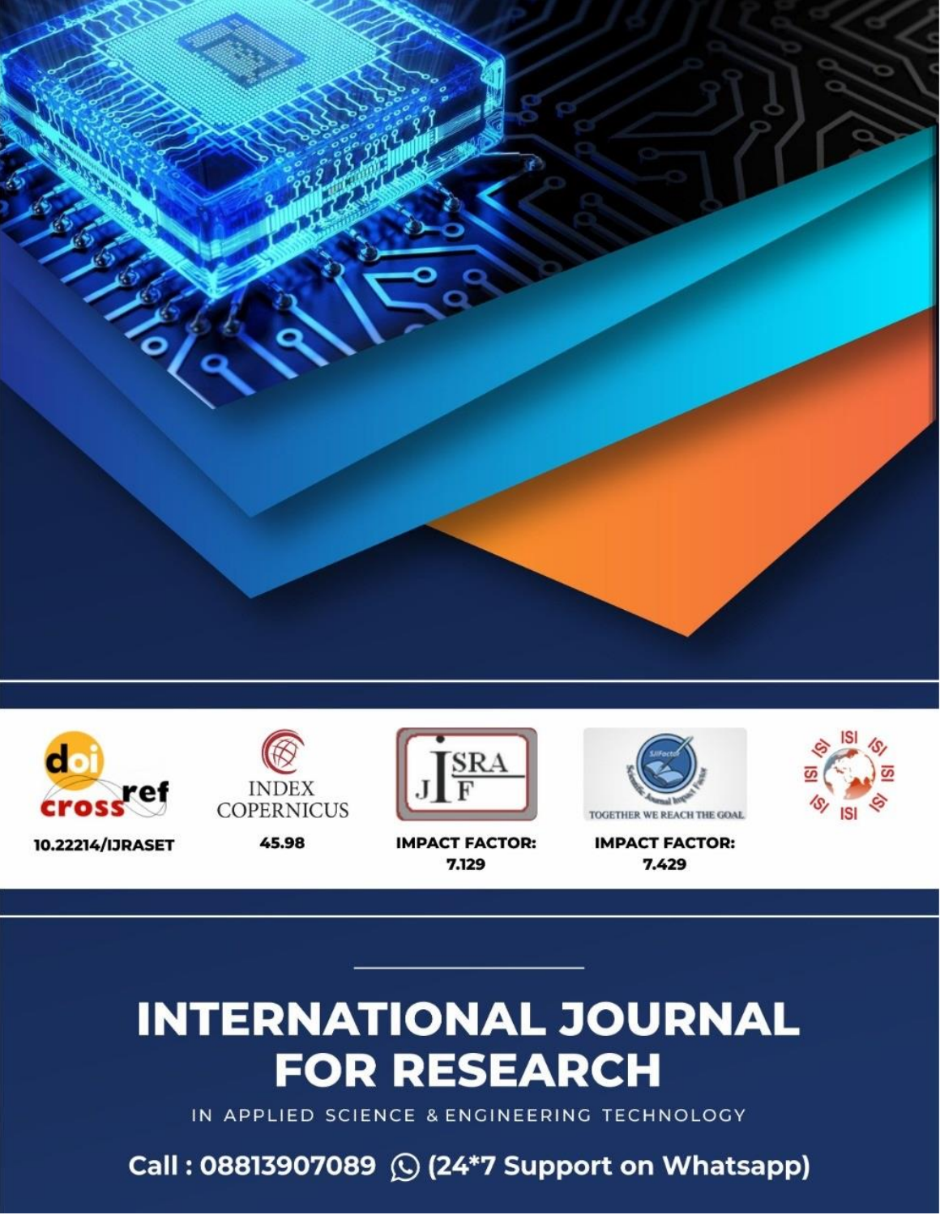10.22214/IJRASET

INDEX COPERNICUS

45.98

IMPACT FACTOR: 7.129

IMPACT FACTOR: 7.429

TOGETHER WE REACH THE GOAL

# INTERNATIONAL JOURNAL FOR RESEARCH

IN APPLIED SCIENCE & ENGINEERING TECHNOLOGY

Call : 08813907089 (24*7 Support on Whatsapp)